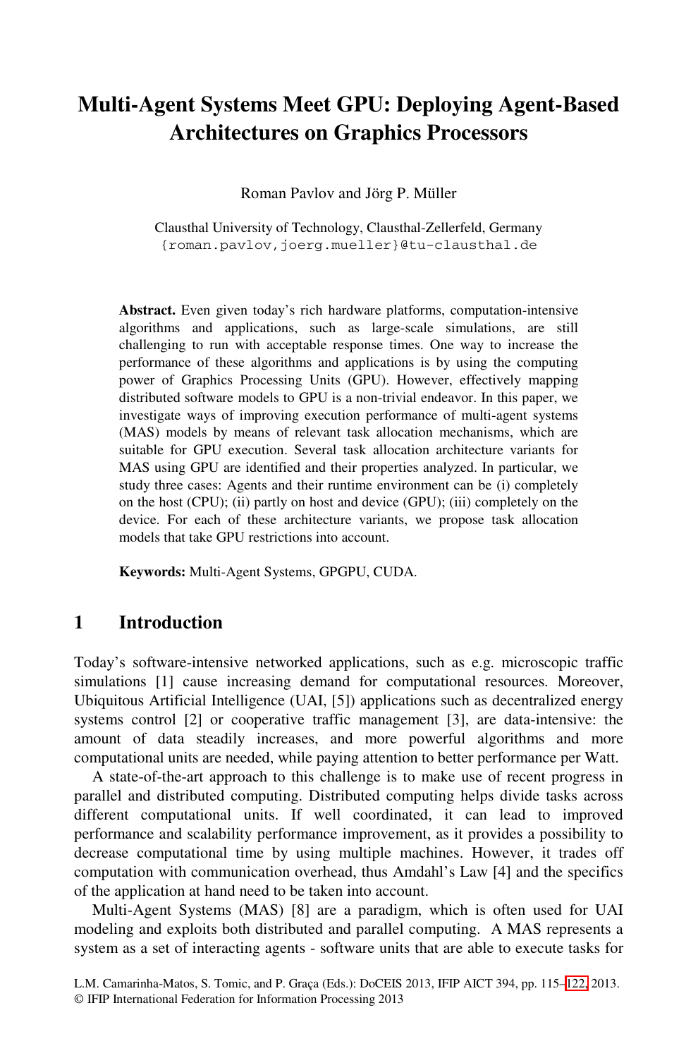# Multi-Agent Systems Meet GPU: Deploying Agent-Based Architectures on Graphics Processors

Roman Pavlov and Jörg P. Müller

Clausthal University of Technology, Clausthal-Zellerfeld, Germany
{roman.pavlov,joerg.mueller}@tu-clausthal.de

**Abstract.** Even given today's rich hardware platforms, computation-intensive algorithms and applications, such as large-scale simulations, are still challenging to run with acceptable response times. One way to increase the performance of these algorithms and applications is by using the computing power of Graphics Processing Units (GPU). However, effectively mapping distributed software models to GPU is a non-trivial endeavor. In this paper, we investigate ways of improving execution performance of multi-agent systems (MAS) models by means of relevant task allocation mechanisms, which are suitable for GPU execution. Several task allocation architecture variants for MAS using GPU are identified and their properties analyzed. In particular, we study three cases: Agents and their runtime environment can be (i) completely on the host (CPU); (ii) partly on host and device (GPU); (iii) completely on the device. For each of these architecture variants, we propose task allocation models that take GPU restrictions into account.

**Keywords:** Multi-Agent Systems, GPGPU, CUDA.

## 1 Introduction

Today's software-intensive networked applications, such as e.g. microscopic traffic simulations [1] cause increasing demand for computational resources. Moreover, Ubiquitous Artificial Intelligence (UAI, [5]) applications such as decentralized energy systems control [2] or cooperative traffic management [3], are data-intensive: the amount of data steadily increases, and more powerful algorithms and more computational units are needed, while paying attention to better performance per Watt.

A state-of-the-art approach to this challenge is to make use of recent progress in parallel and distributed computing. Distributed computing helps divide tasks across different computational units. If well coordinated, it can lead to improved performance and scalability performance improvement, as it provides a possibility to decrease computational time by using multiple machines. However, it trades off computation with communication overhead, thus Amdahl's Law [4] and the specifics of the application at hand need to be taken into account.

Multi-Agent Systems (MAS) [8] are a paradigm, which is often used for UAI modeling and exploits both distributed and parallel computing. A MAS represents a system as a set of interacting agents - software units that are able to execute tasks for

L.M. Camarinha-Matos, S. Tomic, and P. Graça (Eds.): DoCEIS 2013, IFIP AICT 394, pp. 115–122, 2013.
© IFIP International Federation for Information Processing 2013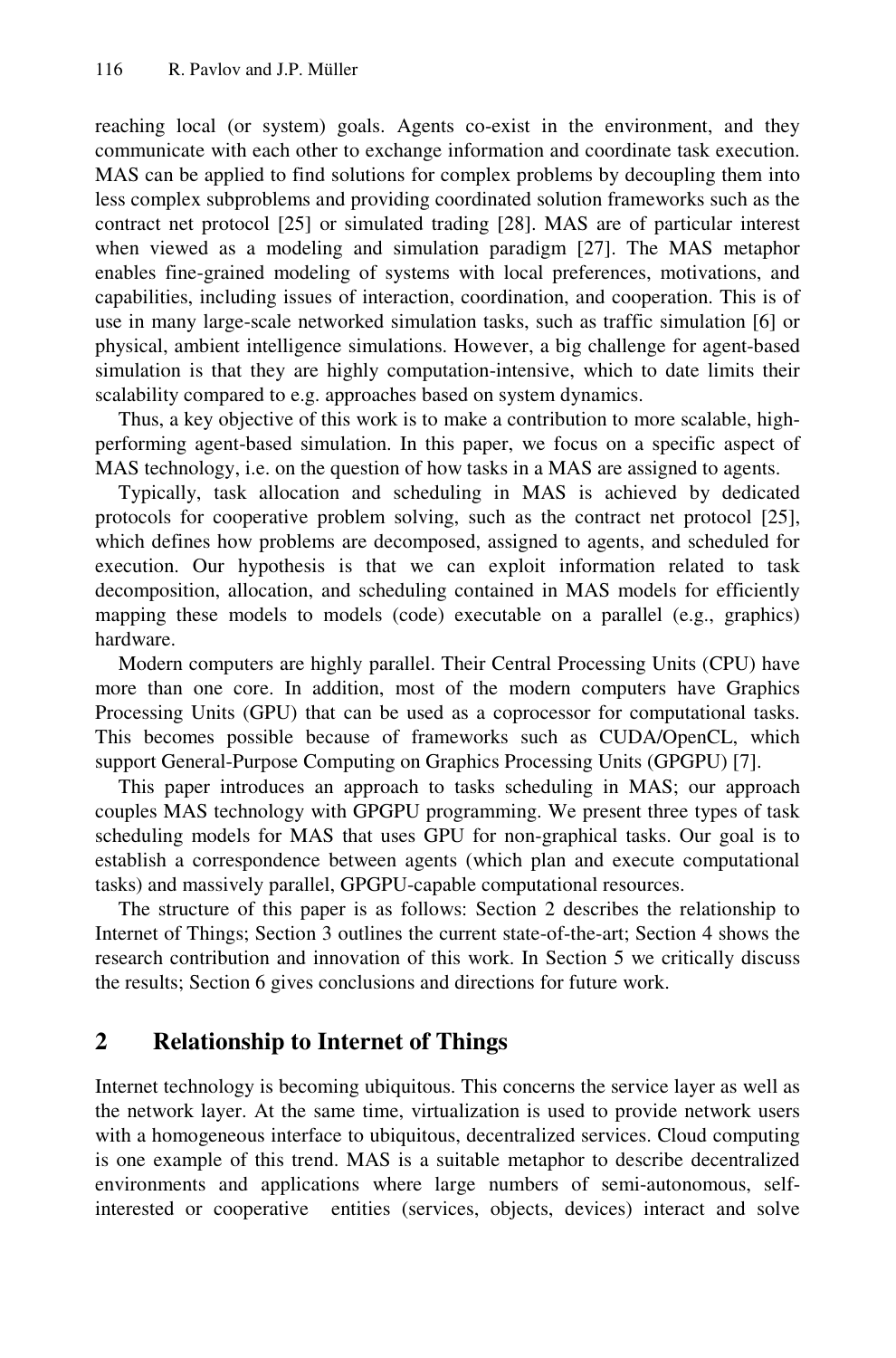reaching local (or system) goals. Agents co-exist in the environment, and they communicate with each other to exchange information and coordinate task execution. MAS can be applied to find solutions for complex problems by decoupling them into less complex subproblems and providing coordinated solution frameworks such as the contract net protocol [25] or simulated trading [28]. MAS are of particular interest when viewed as a modeling and simulation paradigm [27]. The MAS metaphor enables fine-grained modeling of systems with local preferences, motivations, and capabilities, including issues of interaction, coordination, and cooperation. This is of use in many large-scale networked simulation tasks, such as traffic simulation [6] or physical, ambient intelligence simulations. However, a big challenge for agent-based simulation is that they are highly computation-intensive, which to date limits their scalability compared to e.g. approaches based on system dynamics.

Thus, a key objective of this work is to make a contribution to more scalable, high-performing agent-based simulation. In this paper, we focus on a specific aspect of MAS technology, i.e. on the question of how tasks in a MAS are assigned to agents.

Typically, task allocation and scheduling in MAS is achieved by dedicated protocols for cooperative problem solving, such as the contract net protocol [25], which defines how problems are decomposed, assigned to agents, and scheduled for execution. Our hypothesis is that we can exploit information related to task decomposition, allocation, and scheduling contained in MAS models for efficiently mapping these models to models (code) executable on a parallel (e.g., graphics) hardware.

Modern computers are highly parallel. Their Central Processing Units (CPU) have more than one core. In addition, most of the modern computers have Graphics Processing Units (GPU) that can be used as a coprocessor for computational tasks. This becomes possible because of frameworks such as CUDA/OpenCL, which support General-Purpose Computing on Graphics Processing Units (GPGPU) [7].

This paper introduces an approach to tasks scheduling in MAS; our approach couples MAS technology with GPGPU programming. We present three types of task scheduling models for MAS that uses GPU for non-graphical tasks. Our goal is to establish a correspondence between agents (which plan and execute computational tasks) and massively parallel, GPGPU-capable computational resources.

The structure of this paper is as follows: Section 2 describes the relationship to Internet of Things; Section 3 outlines the current state-of-the-art; Section 4 shows the research contribution and innovation of this work. In Section 5 we critically discuss the results; Section 6 gives conclusions and directions for future work.

## 2 Relationship to Internet of Things

Internet technology is becoming ubiquitous. This concerns the service layer as well as the network layer. At the same time, virtualization is used to provide network users with a homogeneous interface to ubiquitous, decentralized services. Cloud computing is one example of this trend. MAS is a suitable metaphor to describe decentralized environments and applications where large numbers of semi-autonomous, self-interested or cooperative entities (services, objects, devices) interact and solve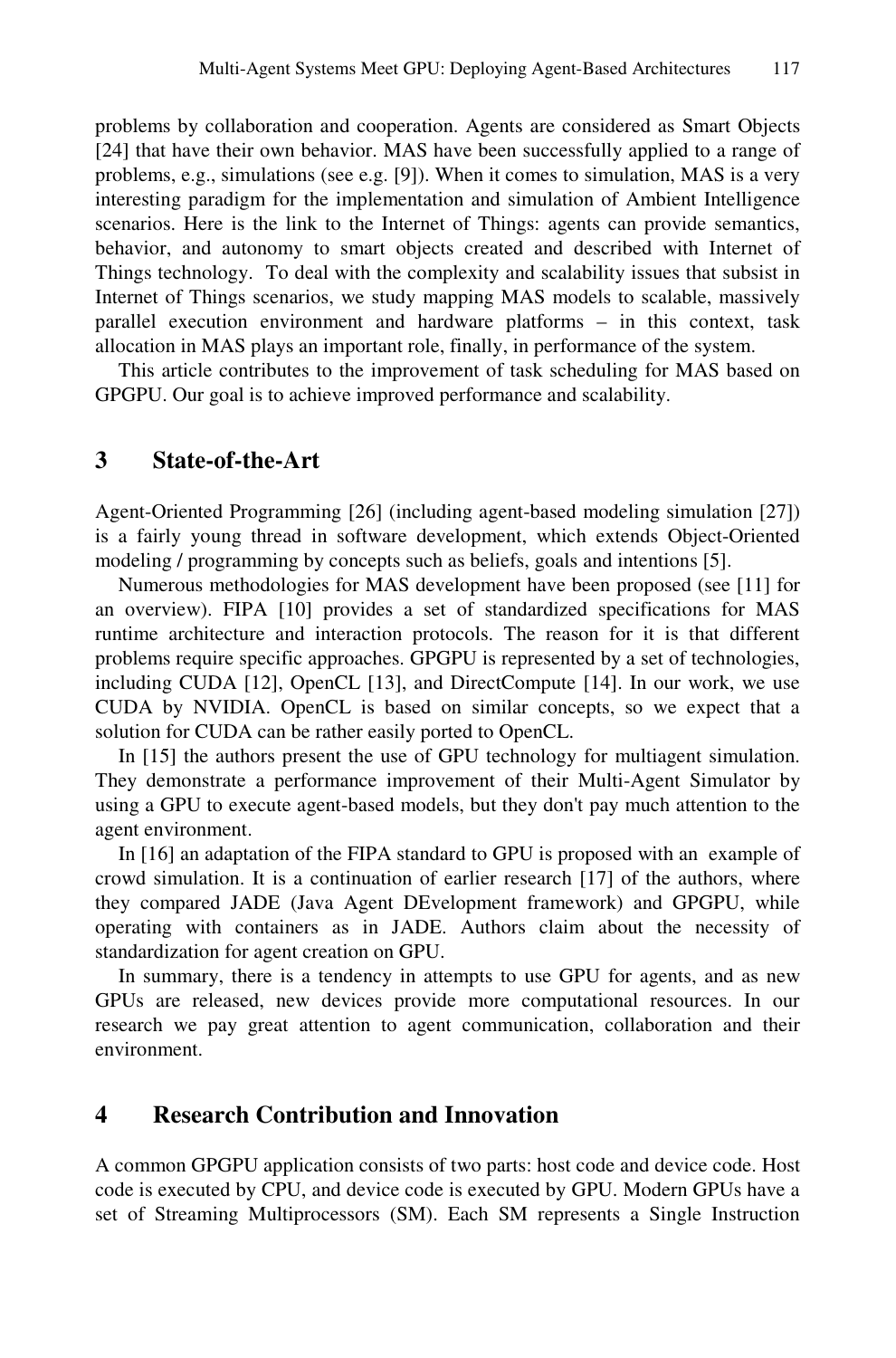problems by collaboration and cooperation. Agents are considered as Smart Objects [24] that have their own behavior. MAS have been successfully applied to a range of problems, e.g., simulations (see e.g. [9]). When it comes to simulation, MAS is a very interesting paradigm for the implementation and simulation of Ambient Intelligence scenarios. Here is the link to the Internet of Things: agents can provide semantics, behavior, and autonomy to smart objects created and described with Internet of Things technology. To deal with the complexity and scalability issues that subsist in Internet of Things scenarios, we study mapping MAS models to scalable, massively parallel execution environment and hardware platforms – in this context, task allocation in MAS plays an important role, finally, in performance of the system.

This article contributes to the improvement of task scheduling for MAS based on GPGPU. Our goal is to achieve improved performance and scalability.

## 3 State-of-the-Art

Agent-Oriented Programming [26] (including agent-based modeling simulation [27]) is a fairly young thread in software development, which extends Object-Oriented modeling / programming by concepts such as beliefs, goals and intentions [5].

Numerous methodologies for MAS development have been proposed (see [11] for an overview). FIPA [10] provides a set of standardized specifications for MAS runtime architecture and interaction protocols. The reason for it is that different problems require specific approaches. GPGPU is represented by a set of technologies, including CUDA [12], OpenCL [13], and DirectCompute [14]. In our work, we use CUDA by NVIDIA. OpenCL is based on similar concepts, so we expect that a solution for CUDA can be rather easily ported to OpenCL.

In [15] the authors present the use of GPU technology for multiagent simulation. They demonstrate a performance improvement of their Multi-Agent Simulator by using a GPU to execute agent-based models, but they don't pay much attention to the agent environment.

In [16] an adaptation of the FIPA standard to GPU is proposed with an example of crowd simulation. It is a continuation of earlier research [17] of the authors, where they compared JADE (Java Agent DEvelopment framework) and GPGPU, while operating with containers as in JADE. Authors claim about the necessity of standardization for agent creation on GPU.

In summary, there is a tendency in attempts to use GPU for agents, and as new GPUs are released, new devices provide more computational resources. In our research we pay great attention to agent communication, collaboration and their environment.

## 4 Research Contribution and Innovation

A common GPGPU application consists of two parts: host code and device code. Host code is executed by CPU, and device code is executed by GPU. Modern GPUs have a set of Streaming Multiprocessors (SM). Each SM represents a Single Instruction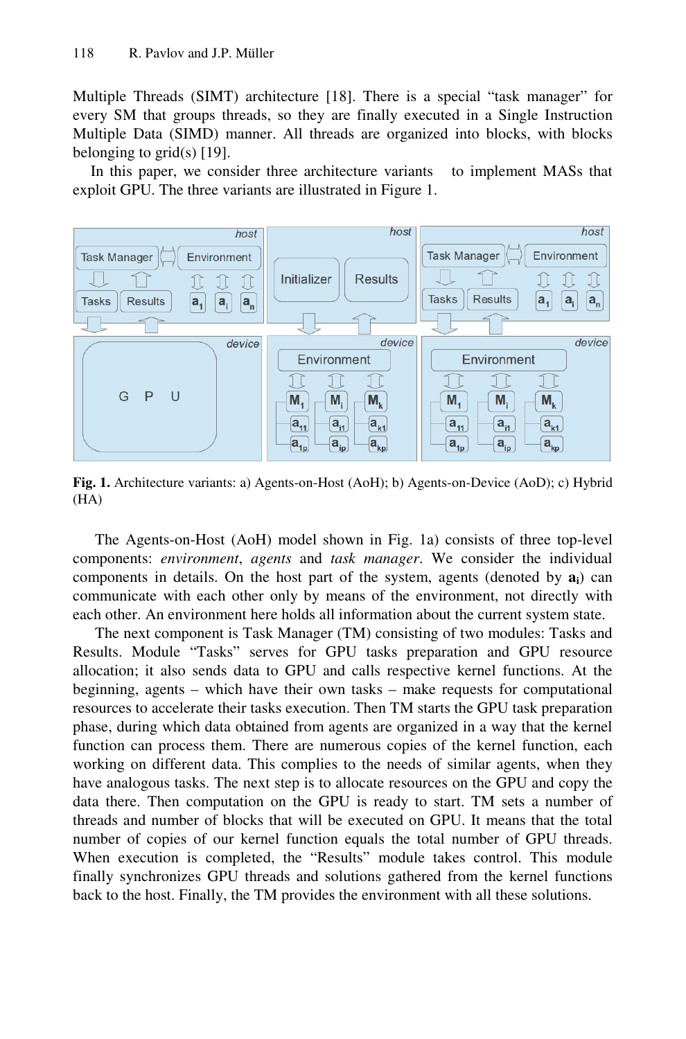Multiple Threads (SIMT) architecture [18]. There is a special "task manager" for every SM that groups threads, so they are finally executed in a Single Instruction Multiple Data (SIMD) manner. All threads are organized into blocks, with blocks belonging to grid(s) [19].

In this paper, we consider three architecture variants to implement MASs that exploit GPU. The three variants are illustrated in Figure 1.

**Fig. 1.** Architecture variants: a) Agents-on-Host (AoH); b) Agents-on-Device (AoD); c) Hybrid (HA)

The Agents-on-Host (AoH) model shown in Fig. 1a) consists of three top-level components: *environment*, *agents* and *task manager*. We consider the individual components in details. On the host part of the system, agents (denoted by $\mathbf{a_i}$) can communicate with each other only by means of the environment, not directly with each other. An environment here holds all information about the current system state.

The next component is Task Manager (TM) consisting of two modules: Tasks and Results. Module "Tasks" serves for GPU tasks preparation and GPU resource allocation; it also sends data to GPU and calls respective kernel functions. At the beginning, agents – which have their own tasks – make requests for computational resources to accelerate their tasks execution. Then TM starts the GPU task preparation phase, during which data obtained from agents are organized in a way that the kernel function can process them. There are numerous copies of the kernel function, each working on different data. This complies to the needs of similar agents, when they have analogous tasks. The next step is to allocate resources on the GPU and copy the data there. Then computation on the GPU is ready to start. TM sets a number of threads and number of blocks that will be executed on GPU. It means that the total number of copies of our kernel function equals the total number of GPU threads. When execution is completed, the "Results" module takes control. This module finally synchronizes GPU threads and solutions gathered from the kernel functions back to the host. Finally, the TM provides the environment with all these solutions.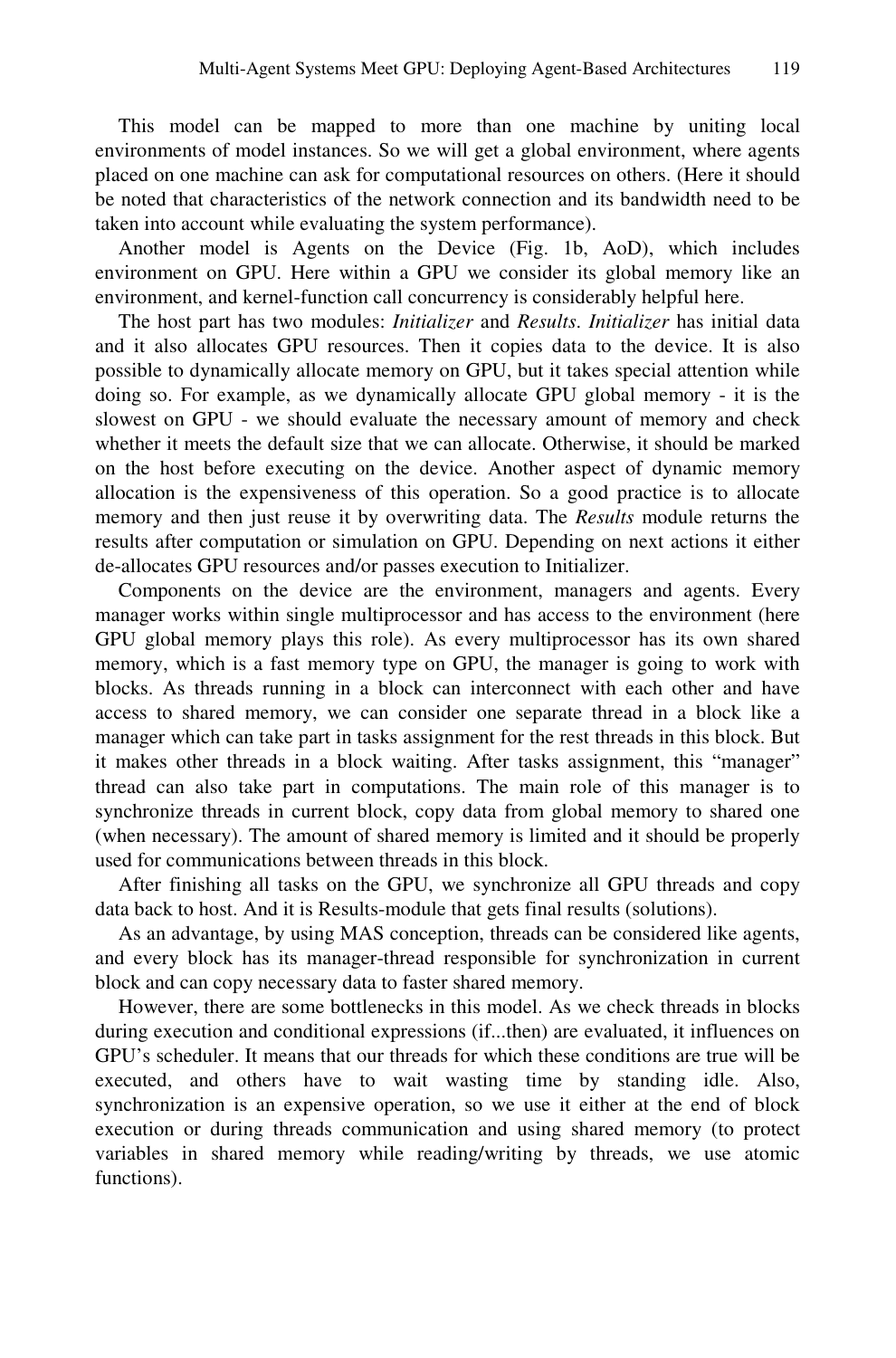This model can be mapped to more than one machine by uniting local environments of model instances. So we will get a global environment, where agents placed on one machine can ask for computational resources on others. (Here it should be noted that characteristics of the network connection and its bandwidth need to be taken into account while evaluating the system performance).

Another model is Agents on the Device (Fig. 1b, AoD), which includes environment on GPU. Here within a GPU we consider its global memory like an environment, and kernel-function call concurrency is considerably helpful here.

The host part has two modules: *Initializer* and *Results*. *Initializer* has initial data and it also allocates GPU resources. Then it copies data to the device. It is also possible to dynamically allocate memory on GPU, but it takes special attention while doing so. For example, as we dynamically allocate GPU global memory - it is the slowest on GPU - we should evaluate the necessary amount of memory and check whether it meets the default size that we can allocate. Otherwise, it should be marked on the host before executing on the device. Another aspect of dynamic memory allocation is the expensiveness of this operation. So a good practice is to allocate memory and then just reuse it by overwriting data. The *Results* module returns the results after computation or simulation on GPU. Depending on next actions it either de-allocates GPU resources and/or passes execution to Initializer.

Components on the device are the environment, managers and agents. Every manager works within single multiprocessor and has access to the environment (here GPU global memory plays this role). As every multiprocessor has its own shared memory, which is a fast memory type on GPU, the manager is going to work with blocks. As threads running in a block can interconnect with each other and have access to shared memory, we can consider one separate thread in a block like a manager which can take part in tasks assignment for the rest threads in this block. But it makes other threads in a block waiting. After tasks assignment, this "manager" thread can also take part in computations. The main role of this manager is to synchronize threads in current block, copy data from global memory to shared one (when necessary). The amount of shared memory is limited and it should be properly used for communications between threads in this block.

After finishing all tasks on the GPU, we synchronize all GPU threads and copy data back to host. And it is Results-module that gets final results (solutions).

As an advantage, by using MAS conception, threads can be considered like agents, and every block has its manager-thread responsible for synchronization in current block and can copy necessary data to faster shared memory.

However, there are some bottlenecks in this model. As we check threads in blocks during execution and conditional expressions (if...then) are evaluated, it influences on GPU's scheduler. It means that our threads for which these conditions are true will be executed, and others have to wait wasting time by standing idle. Also, synchronization is an expensive operation, so we use it either at the end of block execution or during threads communication and using shared memory (to protect variables in shared memory while reading/writing by threads, we use atomic functions).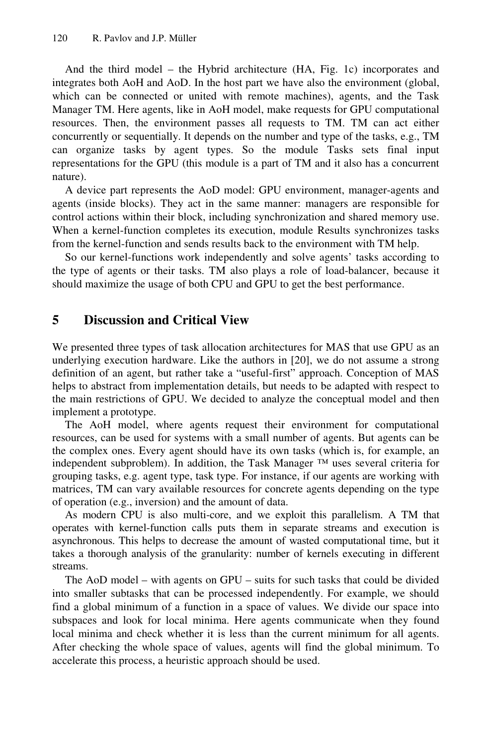And the third model – the Hybrid architecture (HA, Fig. 1c) incorporates and integrates both AoH and AoD. In the host part we have also the environment (global, which can be connected or united with remote machines), agents, and the Task Manager TM. Here agents, like in AoH model, make requests for GPU computational resources. Then, the environment passes all requests to TM. TM can act either concurrently or sequentially. It depends on the number and type of the tasks, e.g., TM can organize tasks by agent types. So the module Tasks sets final input representations for the GPU (this module is a part of TM and it also has a concurrent nature).

A device part represents the AoD model: GPU environment, manager-agents and agents (inside blocks). They act in the same manner: managers are responsible for control actions within their block, including synchronization and shared memory use. When a kernel-function completes its execution, module Results synchronizes tasks from the kernel-function and sends results back to the environment with TM help.

So our kernel-functions work independently and solve agents' tasks according to the type of agents or their tasks. TM also plays a role of load-balancer, because it should maximize the usage of both CPU and GPU to get the best performance.

## 5 Discussion and Critical View

We presented three types of task allocation architectures for MAS that use GPU as an underlying execution hardware. Like the authors in [20], we do not assume a strong definition of an agent, but rather take a "useful-first" approach. Conception of MAS helps to abstract from implementation details, but needs to be adapted with respect to the main restrictions of GPU. We decided to analyze the conceptual model and then implement a prototype.

The AoH model, where agents request their environment for computational resources, can be used for systems with a small number of agents. But agents can be the complex ones. Every agent should have its own tasks (which is, for example, an independent subproblem). In addition, the Task Manager ™ uses several criteria for grouping tasks, e.g. agent type, task type. For instance, if our agents are working with matrices, TM can vary available resources for concrete agents depending on the type of operation (e.g., inversion) and the amount of data.

As modern CPU is also multi-core, and we exploit this parallelism. A TM that operates with kernel-function calls puts them in separate streams and execution is asynchronous. This helps to decrease the amount of wasted computational time, but it takes a thorough analysis of the granularity: number of kernels executing in different streams.

The AoD model – with agents on GPU – suits for such tasks that could be divided into smaller subtasks that can be processed independently. For example, we should find a global minimum of a function in a space of values. We divide our space into subspaces and look for local minima. Here agents communicate when they found local minima and check whether it is less than the current minimum for all agents. After checking the whole space of values, agents will find the global minimum. To accelerate this process, a heuristic approach should be used.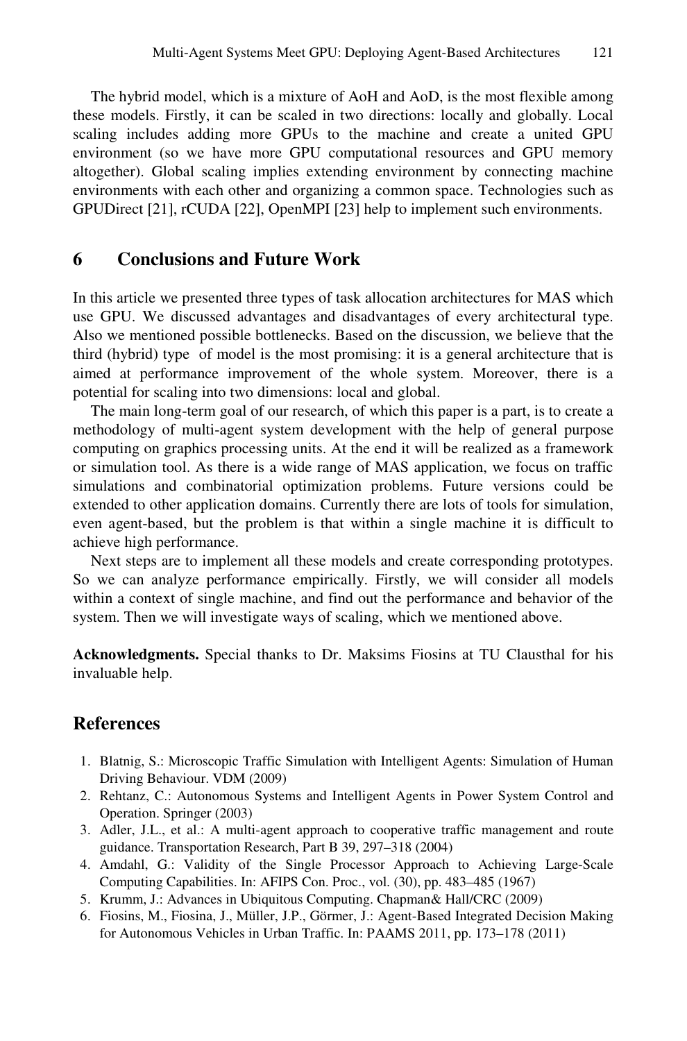The hybrid model, which is a mixture of AoH and AoD, is the most flexible among these models. Firstly, it can be scaled in two directions: locally and globally. Local scaling includes adding more GPUs to the machine and create a united GPU environment (so we have more GPU computational resources and GPU memory altogether). Global scaling implies extending environment by connecting machine environments with each other and organizing a common space. Technologies such as GPUDirect [21], rCUDA [22], OpenMPI [23] help to implement such environments.

## 6 Conclusions and Future Work

In this article we presented three types of task allocation architectures for MAS which use GPU. We discussed advantages and disadvantages of every architectural type. Also we mentioned possible bottlenecks. Based on the discussion, we believe that the third (hybrid) type of model is the most promising: it is a general architecture that is aimed at performance improvement of the whole system. Moreover, there is a potential for scaling into two dimensions: local and global.

The main long-term goal of our research, of which this paper is a part, is to create a methodology of multi-agent system development with the help of general purpose computing on graphics processing units. At the end it will be realized as a framework or simulation tool. As there is a wide range of MAS application, we focus on traffic simulations and combinatorial optimization problems. Future versions could be extended to other application domains. Currently there are lots of tools for simulation, even agent-based, but the problem is that within a single machine it is difficult to achieve high performance.

Next steps are to implement all these models and create corresponding prototypes. So we can analyze performance empirically. Firstly, we will consider all models within a context of single machine, and find out the performance and behavior of the system. Then we will investigate ways of scaling, which we mentioned above.

**Acknowledgments.** Special thanks to Dr. Maksims Fiosins at TU Clausthal for his invaluable help.

## References

1. Blatnig, S.: Microscopic Traffic Simulation with Intelligent Agents: Simulation of Human Driving Behaviour. VDM (2009)
2. Rehtanz, C.: Autonomous Systems and Intelligent Agents in Power System Control and Operation. Springer (2003)
3. Adler, J.L., et al.: A multi-agent approach to cooperative traffic management and route guidance. Transportation Research, Part B 39, 297–318 (2004)
4. Amdahl, G.: Validity of the Single Processor Approach to Achieving Large-Scale Computing Capabilities. In: AFIPS Con. Proc., vol. (30), pp. 483–485 (1967)
5. Krumm, J.: Advances in Ubiquitous Computing. Chapman& Hall/CRC (2009)
6. Fiosins, M., Fiosina, J., Müller, J.P., Görmer, J.: Agent-Based Integrated Decision Making for Autonomous Vehicles in Urban Traffic. In: PAAMS 2011, pp. 173–178 (2011)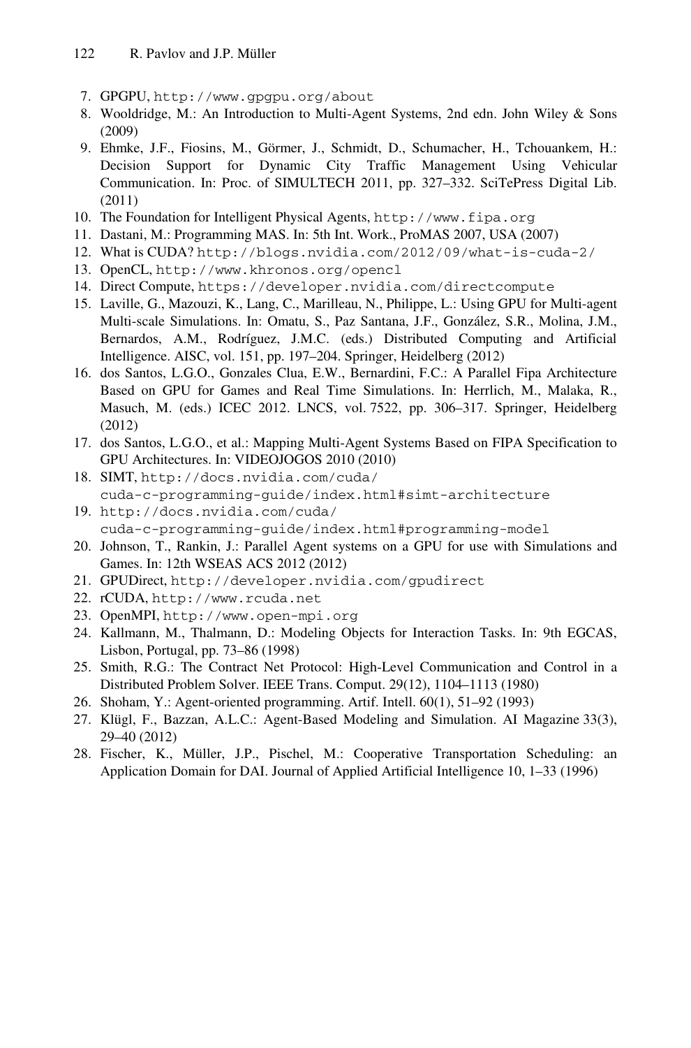7. GPGPU, http://www.gpgpu.org/about
8. Wooldridge, M.: An Introduction to Multi-Agent Systems, 2nd edn. John Wiley & Sons (2009)
9. Ehmke, J.F., Fiosins, M., Görmer, J., Schmidt, D., Schumacher, H., Tchouankem, H.: Decision Support for Dynamic City Traffic Management Using Vehicular Communication. In: Proc. of SIMULTECH 2011, pp. 327–332. SciTePress Digital Lib. (2011)
10. The Foundation for Intelligent Physical Agents, http://www.fipa.org
11. Dastani, M.: Programming MAS. In: 5th Int. Work., ProMAS 2007, USA (2007)
12. What is CUDA? http://blogs.nvidia.com/2012/09/what-is-cuda-2/
13. OpenCL, http://www.khronos.org/opencl
14. Direct Compute, https://developer.nvidia.com/directcompute
15. Laville, G., Mazouzi, K., Lang, C., Marilleau, N., Philippe, L.: Using GPU for Multi-agent Multi-scale Simulations. In: Omatu, S., Paz Santana, J.F., González, S.R., Molina, J.M., Bernardos, A.M., Rodríguez, J.M.C. (eds.) Distributed Computing and Artificial Intelligence. AISC, vol. 151, pp. 197–204. Springer, Heidelberg (2012)
16. dos Santos, L.G.O., Gonzales Clua, E.W., Bernardini, F.C.: A Parallel Fipa Architecture Based on GPU for Games and Real Time Simulations. In: Herrlich, M., Malaka, R., Masuch, M. (eds.) ICEC 2012. LNCS, vol. 7522, pp. 306–317. Springer, Heidelberg (2012)
17. dos Santos, L.G.O., et al.: Mapping Multi-Agent Systems Based on FIPA Specification to GPU Architectures. In: VIDEOJOGOS 2010 (2010)
18. SIMT, http://docs.nvidia.com/cuda/cuda-c-programming-guide/index.html#simt-architecture
19. http://docs.nvidia.com/cuda/cuda-c-programming-guide/index.html#programming-model
20. Johnson, T., Rankin, J.: Parallel Agent systems on a GPU for use with Simulations and Games. In: 12th WSEAS ACS 2012 (2012)
21. GPUDirect, http://developer.nvidia.com/gpudirect
22. rCUDA, http://www.rcuda.net
23. OpenMPI, http://www.open-mpi.org
24. Kallmann, M., Thalmann, D.: Modeling Objects for Interaction Tasks. In: 9th EGCAS, Lisbon, Portugal, pp. 73–86 (1998)
25. Smith, R.G.: The Contract Net Protocol: High-Level Communication and Control in a Distributed Problem Solver. IEEE Trans. Comput. 29(12), 1104–1113 (1980)
26. Shoham, Y.: Agent-oriented programming. Artif. Intell. 60(1), 51–92 (1993)
27. Klügl, F., Bazzan, A.L.C.: Agent-Based Modeling and Simulation. AI Magazine 33(3), 29–40 (2012)
28. Fischer, K., Müller, J.P., Pischel, M.: Cooperative Transportation Scheduling: an Application Domain for DAI. Journal of Applied Artificial Intelligence 10, 1–33 (1996)